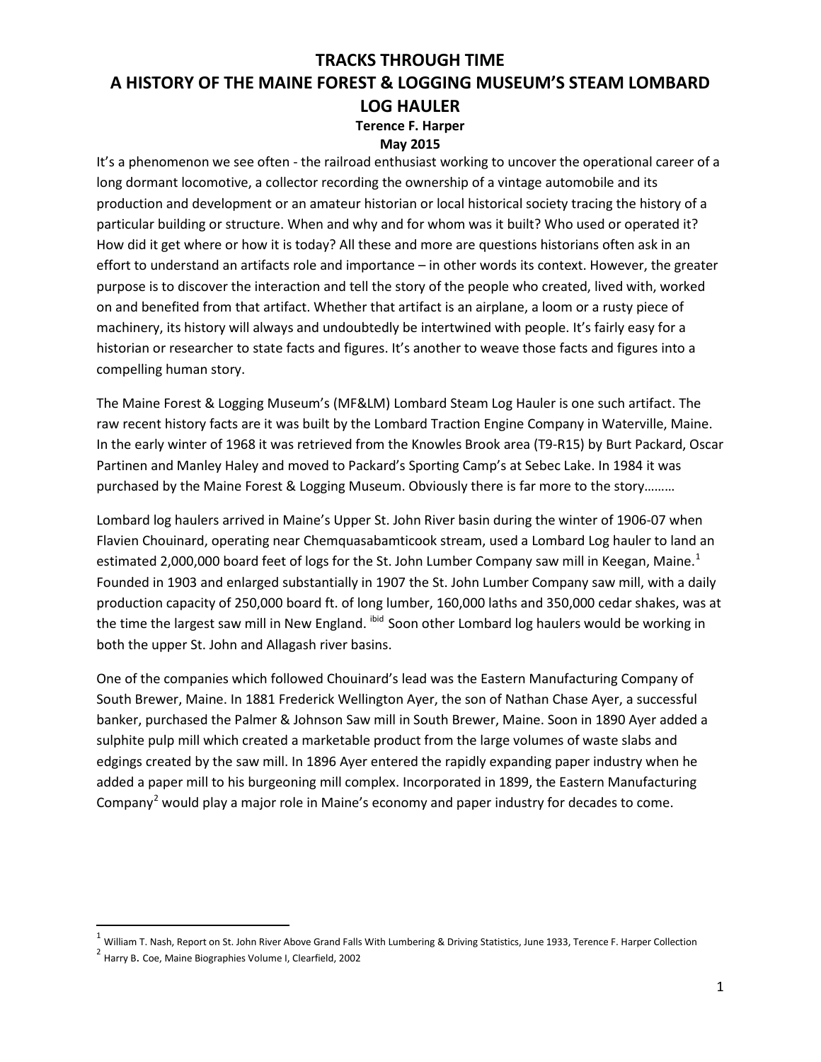# TRACKS THROUGH TIME
# A HISTORY OF THE MAINE FOREST & LOGGING MUSEUM'S STEAM LOMBARD LOG HAULER

**Terence F. Harper**

**May 2015**

It's a phenomenon we see often - the railroad enthusiast working to uncover the operational career of a long dormant locomotive, a collector recording the ownership of a vintage automobile and its production and development or an amateur historian or local historical society tracing the history of a particular building or structure. When and why and for whom was it built? Who used or operated it? How did it get where or how it is today? All these and more are questions historians often ask in an effort to understand an artifacts role and importance – in other words its context. However, the greater purpose is to discover the interaction and tell the story of the people who created, lived with, worked on and benefited from that artifact. Whether that artifact is an airplane, a loom or a rusty piece of machinery, its history will always and undoubtedly be intertwined with people. It's fairly easy for a historian or researcher to state facts and figures. It's another to weave those facts and figures into a compelling human story.

The Maine Forest & Logging Museum's (MF&LM) Lombard Steam Log Hauler is one such artifact. The raw recent history facts are it was built by the Lombard Traction Engine Company in Waterville, Maine. In the early winter of 1968 it was retrieved from the Knowles Brook area (T9-R15) by Burt Packard, Oscar Partinen and Manley Haley and moved to Packard's Sporting Camp's at Sebec Lake. In 1984 it was purchased by the Maine Forest & Logging Museum. Obviously there is far more to the story………

Lombard log haulers arrived in Maine's Upper St. John River basin during the winter of 1906-07 when Flavien Chouinard, operating near Chemquasabamticook stream, used a Lombard Log hauler to land an estimated 2,000,000 board feet of logs for the St. John Lumber Company saw mill in Keegan, Maine.[1] Founded in 1903 and enlarged substantially in 1907 the St. John Lumber Company saw mill, with a daily production capacity of 250,000 board ft. of long lumber, 160,000 laths and 350,000 cedar shakes, was at the time the largest saw mill in New England. [ibid] Soon other Lombard log haulers would be working in both the upper St. John and Allagash river basins.

One of the companies which followed Chouinard's lead was the Eastern Manufacturing Company of South Brewer, Maine. In 1881 Frederick Wellington Ayer, the son of Nathan Chase Ayer, a successful banker, purchased the Palmer & Johnson Saw mill in South Brewer, Maine. Soon in 1890 Ayer added a sulphite pulp mill which created a marketable product from the large volumes of waste slabs and edgings created by the saw mill. In 1896 Ayer entered the rapidly expanding paper industry when he added a paper mill to his burgeoning mill complex. Incorporated in 1899, the Eastern Manufacturing Company[2] would play a major role in Maine's economy and paper industry for decades to come.

---

[1] William T. Nash, Report on St. John River Above Grand Falls With Lumbering & Driving Statistics, June 1933, Terence F. Harper Collection

[2] Harry B. Coe, Maine Biographies Volume I, Clearfield, 2002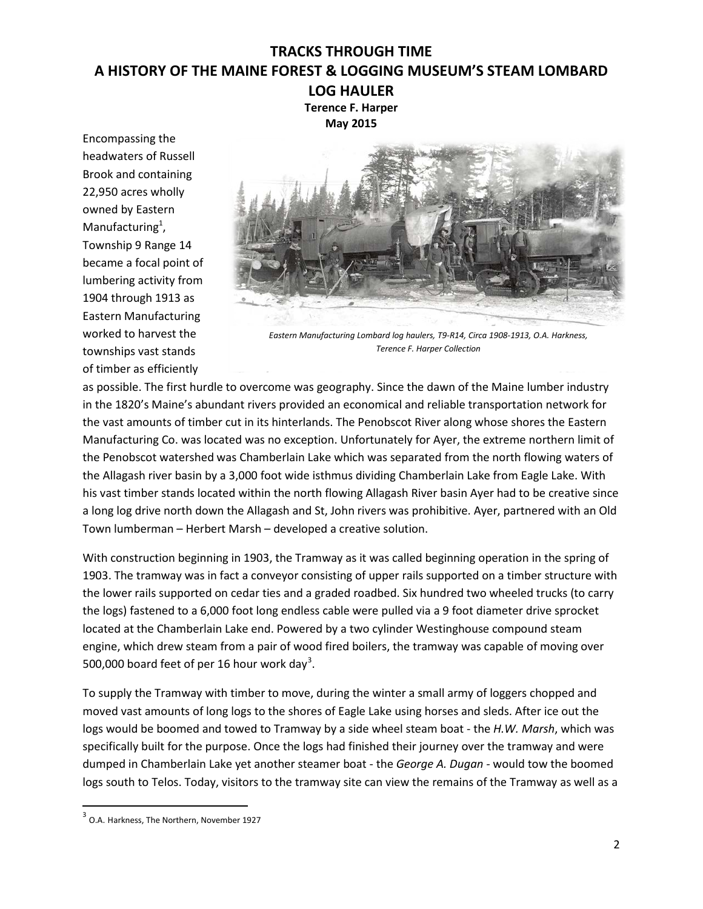# TRACKS THROUGH TIME
# A HISTORY OF THE MAINE FOREST & LOGGING MUSEUM'S STEAM LOMBARD LOG HAULER

**Terence F. Harper**
**May 2015**

*Eastern Manufacturing Lombard log haulers, T9-R14, Circa 1908-1913, O.A. Harkness, Terence F. Harper Collection*

Encompassing the headwaters of Russell Brook and containing 22,950 acres wholly owned by Eastern Manufacturing[1], Township 9 Range 14 became a focal point of lumbering activity from 1904 through 1913 as Eastern Manufacturing worked to harvest the townships vast stands of timber as efficiently as possible. The first hurdle to overcome was geography. Since the dawn of the Maine lumber industry in the 1820's Maine's abundant rivers provided an economical and reliable transportation network for the vast amounts of timber cut in its hinterlands. The Penobscot River along whose shores the Eastern Manufacturing Co. was located was no exception. Unfortunately for Ayer, the extreme northern limit of the Penobscot watershed was Chamberlain Lake which was separated from the north flowing waters of the Allagash river basin by a 3,000 foot wide isthmus dividing Chamberlain Lake from Eagle Lake. With his vast timber stands located within the north flowing Allagash River basin Ayer had to be creative since a long log drive north down the Allagash and St, John rivers was prohibitive. Ayer, partnered with an Old Town lumberman – Herbert Marsh – developed a creative solution.

With construction beginning in 1903, the Tramway as it was called beginning operation in the spring of 1903. The tramway was in fact a conveyor consisting of upper rails supported on a timber structure with the lower rails supported on cedar ties and a graded roadbed. Six hundred two wheeled trucks (to carry the logs) fastened to a 6,000 foot long endless cable were pulled via a 9 foot diameter drive sprocket located at the Chamberlain Lake end. Powered by a two cylinder Westinghouse compound steam engine, which drew steam from a pair of wood fired boilers, the tramway was capable of moving over 500,000 board feet of per 16 hour work day[3].

To supply the Tramway with timber to move, during the winter a small army of loggers chopped and moved vast amounts of long logs to the shores of Eagle Lake using horses and sleds. After ice out the logs would be boomed and towed to Tramway by a side wheel steam boat - the *H.W. Marsh*, which was specifically built for the purpose. Once the logs had finished their journey over the tramway and were dumped in Chamberlain Lake yet another steamer boat - the *George A. Dugan* - would tow the boomed logs south to Telos. Today, visitors to the tramway site can view the remains of the Tramway as well as a

---

[3] O.A. Harkness, The Northern, November 1927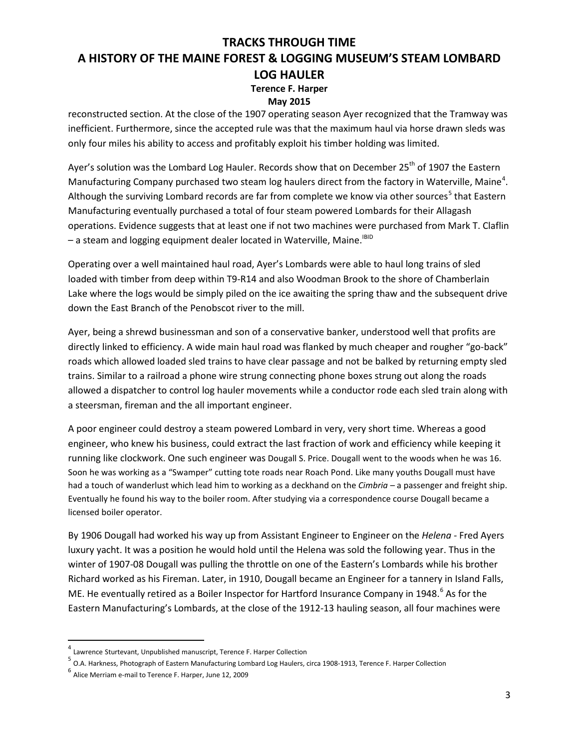reconstructed section. At the close of the 1907 operating season Ayer recognized that the Tramway was inefficient. Furthermore, since the accepted rule was that the maximum haul via horse drawn sleds was only four miles his ability to access and profitably exploit his timber holding was limited.

Ayer's solution was the Lombard Log Hauler. Records show that on December 25th of 1907 the Eastern Manufacturing Company purchased two steam log haulers direct from the factory in Waterville, Maine[4]. Although the surviving Lombard records are far from complete we know via other sources[5] that Eastern Manufacturing eventually purchased a total of four steam powered Lombards for their Allagash operations. Evidence suggests that at least one if not two machines were purchased from Mark T. Claflin – a steam and logging equipment dealer located in Waterville, Maine.[IBID]

Operating over a well maintained haul road, Ayer's Lombards were able to haul long trains of sled loaded with timber from deep within T9-R14 and also Woodman Brook to the shore of Chamberlain Lake where the logs would be simply piled on the ice awaiting the spring thaw and the subsequent drive down the East Branch of the Penobscot river to the mill.

Ayer, being a shrewd businessman and son of a conservative banker, understood well that profits are directly linked to efficiency. A wide main haul road was flanked by much cheaper and rougher "go-back" roads which allowed loaded sled trains to have clear passage and not be balked by returning empty sled trains. Similar to a railroad a phone wire strung connecting phone boxes strung out along the roads allowed a dispatcher to control log hauler movements while a conductor rode each sled train along with a steersman, fireman and the all important engineer.

A poor engineer could destroy a steam powered Lombard in very, very short time. Whereas a good engineer, who knew his business, could extract the last fraction of work and efficiency while keeping it running like clockwork. One such engineer was Dougall S. Price. Dougall went to the woods when he was 16. Soon he was working as a "Swamper" cutting tote roads near Roach Pond. Like many youths Dougall must have had a touch of wanderlust which lead him to working as a deckhand on the *Cimbria* – a passenger and freight ship. Eventually he found his way to the boiler room. After studying via a correspondence course Dougall became a licensed boiler operator.

By 1906 Dougall had worked his way up from Assistant Engineer to Engineer on the *Helena* - Fred Ayers luxury yacht. It was a position he would hold until the Helena was sold the following year. Thus in the winter of 1907-08 Dougall was pulling the throttle on one of the Eastern's Lombards while his brother Richard worked as his Fireman. Later, in 1910, Dougall became an Engineer for a tannery in Island Falls, ME. He eventually retired as a Boiler Inspector for Hartford Insurance Company in 1948.[6] As for the Eastern Manufacturing's Lombards, at the close of the 1912-13 hauling season, all four machines were

---

[4] Lawrence Sturtevant, Unpublished manuscript, Terence F. Harper Collection

[5] O.A. Harkness, Photograph of Eastern Manufacturing Lombard Log Haulers, circa 1908-1913, Terence F. Harper Collection

[6] Alice Merriam e-mail to Terence F. Harper, June 12, 2009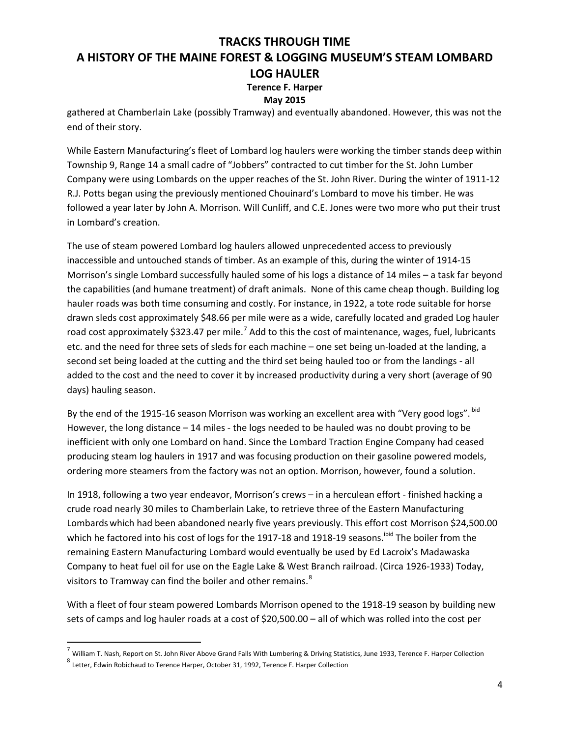gathered at Chamberlain Lake (possibly Tramway) and eventually abandoned. However, this was not the end of their story.

While Eastern Manufacturing's fleet of Lombard log haulers were working the timber stands deep within Township 9, Range 14 a small cadre of "Jobbers" contracted to cut timber for the St. John Lumber Company were using Lombards on the upper reaches of the St. John River. During the winter of 1911-12 R.J. Potts began using the previously mentioned Chouinard's Lombard to move his timber. He was followed a year later by John A. Morrison. Will Cunliff, and C.E. Jones were two more who put their trust in Lombard's creation.

The use of steam powered Lombard log haulers allowed unprecedented access to previously inaccessible and untouched stands of timber. As an example of this, during the winter of 1914-15 Morrison's single Lombard successfully hauled some of his logs a distance of 14 miles – a task far beyond the capabilities (and humane treatment) of draft animals. None of this came cheap though. Building log hauler roads was both time consuming and costly. For instance, in 1922, a tote rode suitable for horse drawn sleds cost approximately $48.66 per mile were as a wide, carefully located and graded Log hauler road cost approximately $323.47 per mile.[7] Add to this the cost of maintenance, wages, fuel, lubricants etc. and the need for three sets of sleds for each machine – one set being un-loaded at the landing, a second set being loaded at the cutting and the third set being hauled too or from the landings - all added to the cost and the need to cover it by increased productivity during a very short (average of 90 days) hauling season.

By the end of the 1915-16 season Morrison was working an excellent area with "Very good logs".[ibid] However, the long distance – 14 miles - the logs needed to be hauled was no doubt proving to be inefficient with only one Lombard on hand. Since the Lombard Traction Engine Company had ceased producing steam log haulers in 1917 and was focusing production on their gasoline powered models, ordering more steamers from the factory was not an option. Morrison, however, found a solution.

In 1918, following a two year endeavor, Morrison's crews – in a herculean effort - finished hacking a crude road nearly 30 miles to Chamberlain Lake, to retrieve three of the Eastern Manufacturing Lombards which had been abandoned nearly five years previously. This effort cost Morrison $24,500.00 which he factored into his cost of logs for the 1917-18 and 1918-19 seasons.[ibid] The boiler from the remaining Eastern Manufacturing Lombard would eventually be used by Ed Lacroix's Madawaska Company to heat fuel oil for use on the Eagle Lake & West Branch railroad. (Circa 1926-1933) Today, visitors to Tramway can find the boiler and other remains.[8]

With a fleet of four steam powered Lombards Morrison opened to the 1918-19 season by building new sets of camps and log hauler roads at a cost of $20,500.00 – all of which was rolled into the cost per

---

[7] William T. Nash, Report on St. John River Above Grand Falls With Lumbering & Driving Statistics, June 1933, Terence F. Harper Collection

[8] Letter, Edwin Robichaud to Terence Harper, October 31, 1992, Terence F. Harper Collection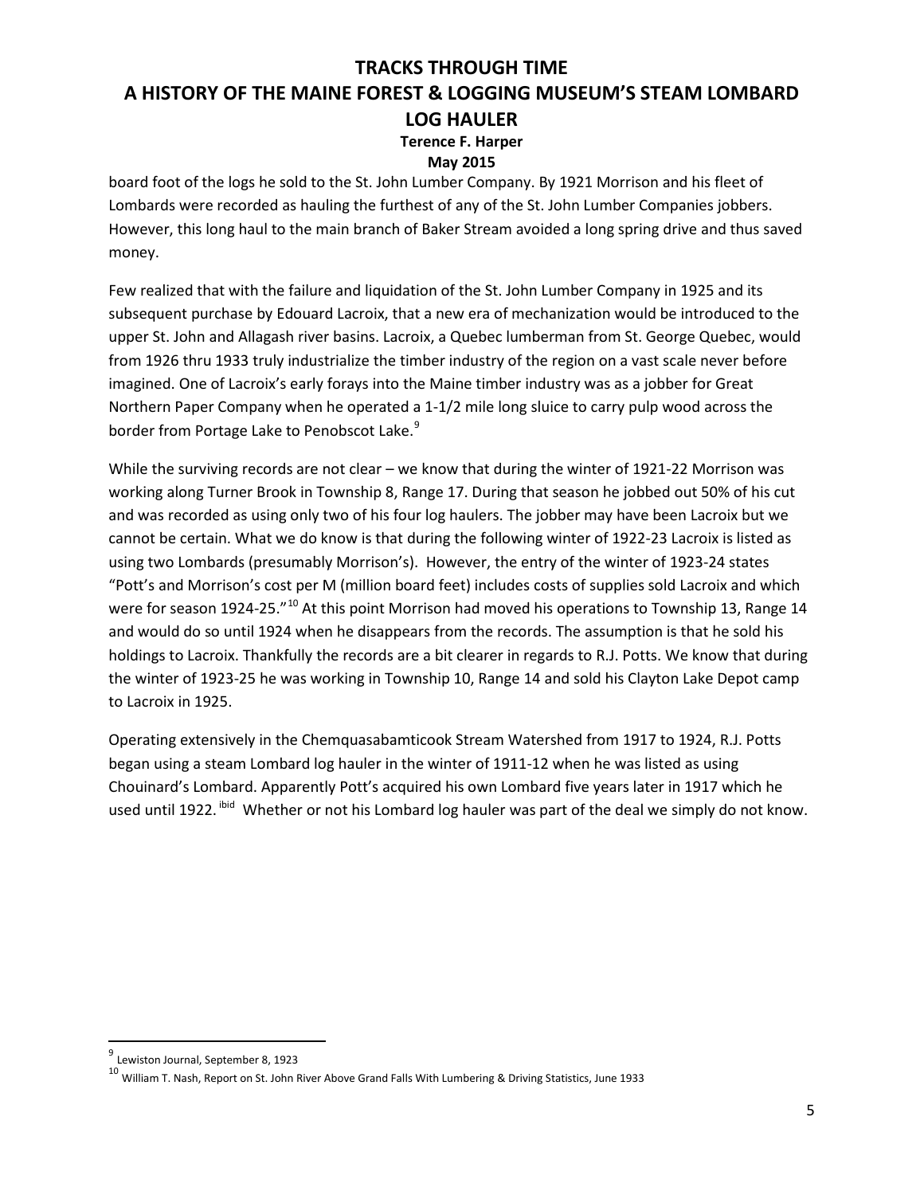board foot of the logs he sold to the St. John Lumber Company. By 1921 Morrison and his fleet of Lombards were recorded as hauling the furthest of any of the St. John Lumber Companies jobbers. However, this long haul to the main branch of Baker Stream avoided a long spring drive and thus saved money.

Few realized that with the failure and liquidation of the St. John Lumber Company in 1925 and its subsequent purchase by Edouard Lacroix, that a new era of mechanization would be introduced to the upper St. John and Allagash river basins. Lacroix, a Quebec lumberman from St. George Quebec, would from 1926 thru 1933 truly industrialize the timber industry of the region on a vast scale never before imagined. One of Lacroix's early forays into the Maine timber industry was as a jobber for Great Northern Paper Company when he operated a 1-1/2 mile long sluice to carry pulp wood across the border from Portage Lake to Penobscot Lake.[9]

While the surviving records are not clear – we know that during the winter of 1921-22 Morrison was working along Turner Brook in Township 8, Range 17. During that season he jobbed out 50% of his cut and was recorded as using only two of his four log haulers. The jobber may have been Lacroix but we cannot be certain. What we do know is that during the following winter of 1922-23 Lacroix is listed as using two Lombards (presumably Morrison's). However, the entry of the winter of 1923-24 states "Pott's and Morrison's cost per M (million board feet) includes costs of supplies sold Lacroix and which were for season 1924-25."[10] At this point Morrison had moved his operations to Township 13, Range 14 and would do so until 1924 when he disappears from the records. The assumption is that he sold his holdings to Lacroix. Thankfully the records are a bit clearer in regards to R.J. Potts. We know that during the winter of 1923-25 he was working in Township 10, Range 14 and sold his Clayton Lake Depot camp to Lacroix in 1925.

Operating extensively in the Chemquasabamticook Stream Watershed from 1917 to 1924, R.J. Potts began using a steam Lombard log hauler in the winter of 1911-12 when he was listed as using Chouinard's Lombard. Apparently Pott's acquired his own Lombard five years later in 1917 which he used until 1922.[ibid] Whether or not his Lombard log hauler was part of the deal we simply do not know.

---

[9] Lewiston Journal, September 8, 1923

[10] William T. Nash, Report on St. John River Above Grand Falls With Lumbering & Driving Statistics, June 1933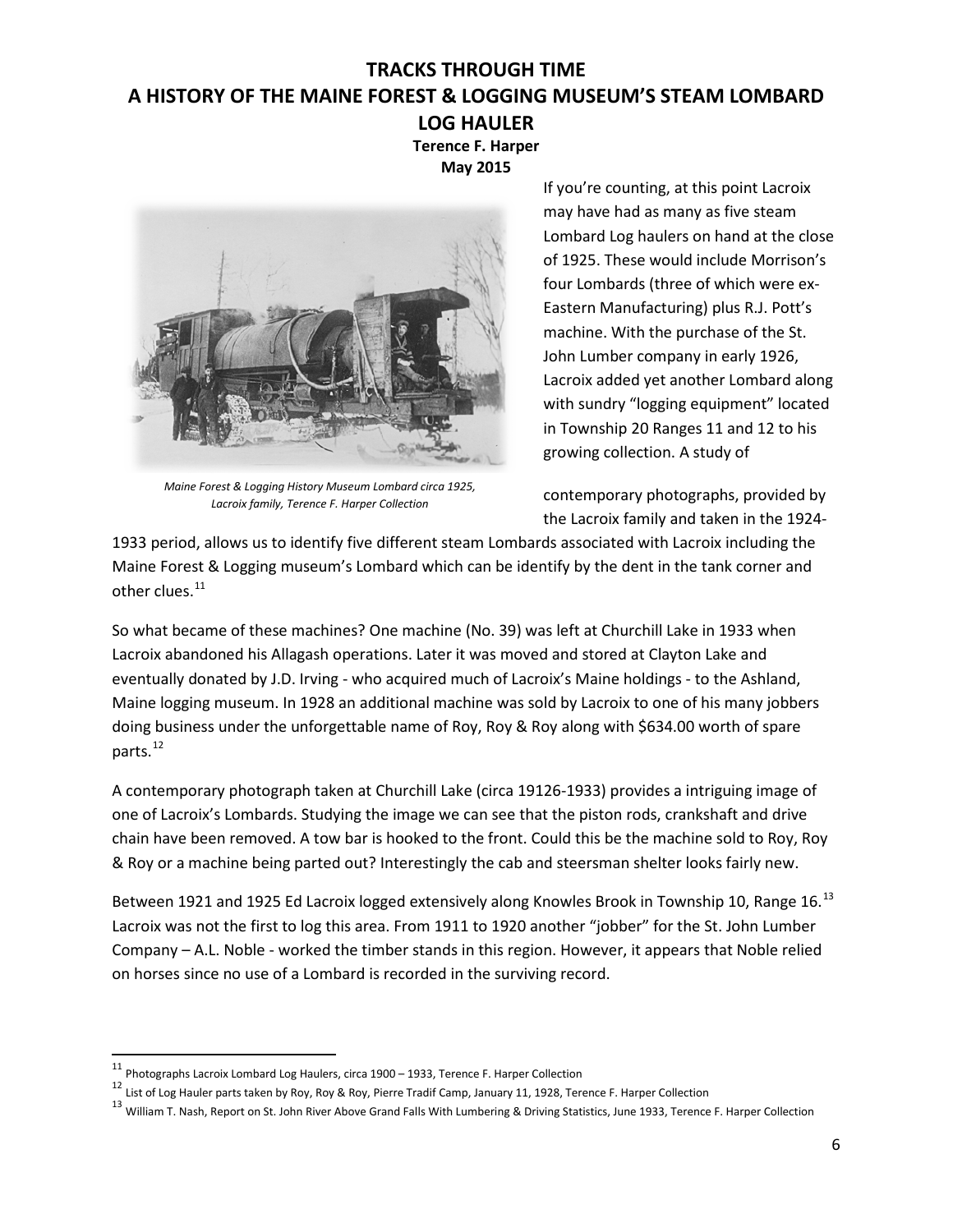# TRACKS THROUGH TIME
# A HISTORY OF THE MAINE FOREST & LOGGING MUSEUM'S STEAM LOMBARD LOG HAULER

**Terence F. Harper**
**May 2015**

*Maine Forest & Logging History Museum Lombard circa 1925, Lacroix family, Terence F. Harper Collection*

If you're counting, at this point Lacroix may have had as many as five steam Lombard Log haulers on hand at the close of 1925. These would include Morrison's four Lombards (three of which were ex-Eastern Manufacturing) plus R.J. Pott's machine. With the purchase of the St. John Lumber company in early 1926, Lacroix added yet another Lombard along with sundry "logging equipment" located in Township 20 Ranges 11 and 12 to his growing collection. A study of contemporary photographs, provided by the Lacroix family and taken in the 1924-1933 period, allows us to identify five different steam Lombards associated with Lacroix including the Maine Forest & Logging museum's Lombard which can be identify by the dent in the tank corner and other clues.[11]

So what became of these machines? One machine (No. 39) was left at Churchill Lake in 1933 when Lacroix abandoned his Allagash operations. Later it was moved and stored at Clayton Lake and eventually donated by J.D. Irving - who acquired much of Lacroix's Maine holdings - to the Ashland, Maine logging museum. In 1928 an additional machine was sold by Lacroix to one of his many jobbers doing business under the unforgettable name of Roy, Roy & Roy along with $634.00 worth of spare parts.[12]

A contemporary photograph taken at Churchill Lake (circa 19126-1933) provides a intriguing image of one of Lacroix's Lombards. Studying the image we can see that the piston rods, crankshaft and drive chain have been removed. A tow bar is hooked to the front. Could this be the machine sold to Roy, Roy & Roy or a machine being parted out? Interestingly the cab and steersman shelter looks fairly new.

Between 1921 and 1925 Ed Lacroix logged extensively along Knowles Brook in Township 10, Range 16.[13] Lacroix was not the first to log this area. From 1911 to 1920 another "jobber" for the St. John Lumber Company – A.L. Noble - worked the timber stands in this region. However, it appears that Noble relied on horses since no use of a Lombard is recorded in the surviving record.

---

[11] Photographs Lacroix Lombard Log Haulers, circa 1900 – 1933, Terence F. Harper Collection

[12] List of Log Hauler parts taken by Roy, Roy & Roy, Pierre Tradif Camp, January 11, 1928, Terence F. Harper Collection

[13] William T. Nash, Report on St. John River Above Grand Falls With Lumbering & Driving Statistics, June 1933, Terence F. Harper Collection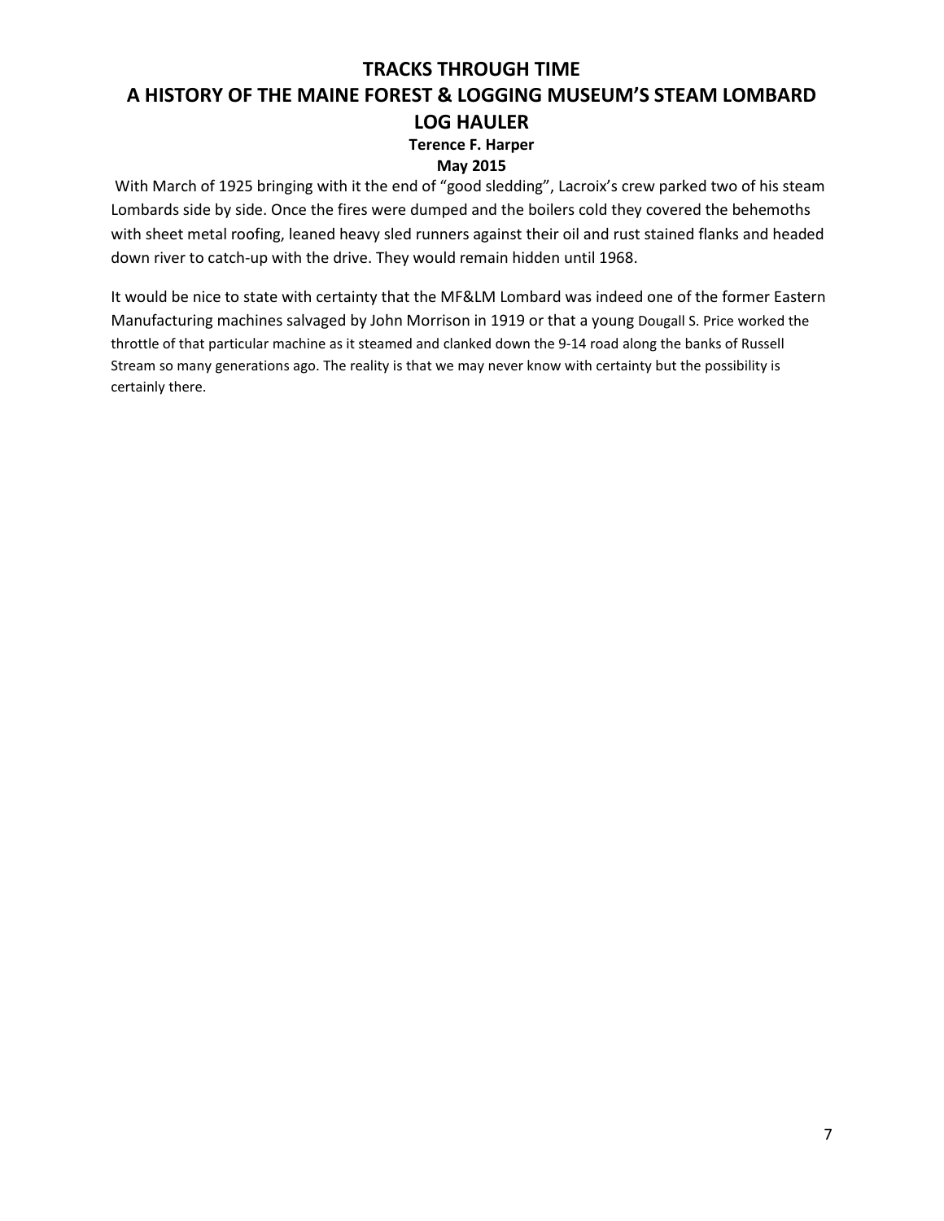With March of 1925 bringing with it the end of "good sledding", Lacroix's crew parked two of his steam Lombards side by side. Once the fires were dumped and the boilers cold they covered the behemoths with sheet metal roofing, leaned heavy sled runners against their oil and rust stained flanks and headed down river to catch-up with the drive. They would remain hidden until 1968.

It would be nice to state with certainty that the MF&LM Lombard was indeed one of the former Eastern Manufacturing machines salvaged by John Morrison in 1919 or that a young Dougall S. Price worked the throttle of that particular machine as it steamed and clanked down the 9-14 road along the banks of Russell Stream so many generations ago. The reality is that we may never know with certainty but the possibility is certainly there.